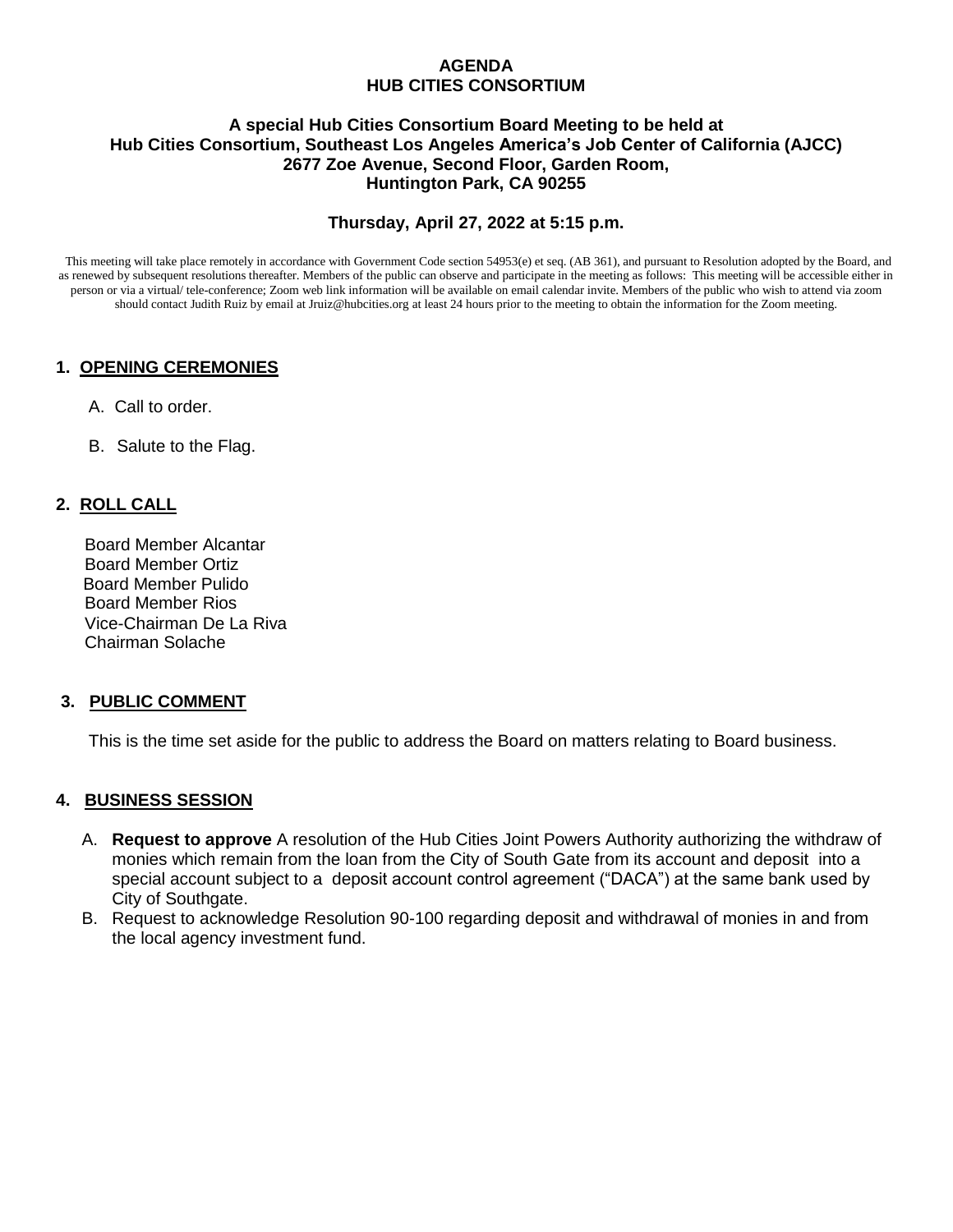**AGENDA**
**HUB CITIES CONSORTIUM**

**A special Hub Cities Consortium Board Meeting to be held at**
**Hub Cities Consortium, Southeast Los Angeles America's Job Center of California (AJCC)**
**2677 Zoe Avenue, Second Floor, Garden Room,**
**Huntington Park, CA 90255**

**Thursday, April 27, 2022 at 5:15 p.m.**

This meeting will take place remotely in accordance with Government Code section 54953(e) et seq. (AB 361), and pursuant to Resolution adopted by the Board, and as renewed by subsequent resolutions thereafter. Members of the public can observe and participate in the meeting as follows: This meeting will be accessible either in person or via a virtual/ tele-conference; Zoom web link information will be available on email calendar invite. Members of the public who wish to attend via zoom should contact Judith Ruiz by email at Jruiz@hubcities.org at least 24 hours prior to the meeting to obtain the information for the Zoom meeting.

## 1. OPENING CEREMONIES

A. Call to order.

B. Salute to the Flag.

## 2. ROLL CALL

Board Member Alcantar
Board Member Ortiz
Board Member Pulido
Board Member Rios
Vice-Chairman De La Riva
Chairman Solache

## 3. PUBLIC COMMENT

This is the time set aside for the public to address the Board on matters relating to Board business.

## 4. BUSINESS SESSION

A. **Request to approve** A resolution of the Hub Cities Joint Powers Authority authorizing the withdraw of monies which remain from the loan from the City of South Gate from its account and deposit into a special account subject to a deposit account control agreement ("DACA") at the same bank used by City of Southgate.

B. Request to acknowledge Resolution 90-100 regarding deposit and withdrawal of monies in and from the local agency investment fund.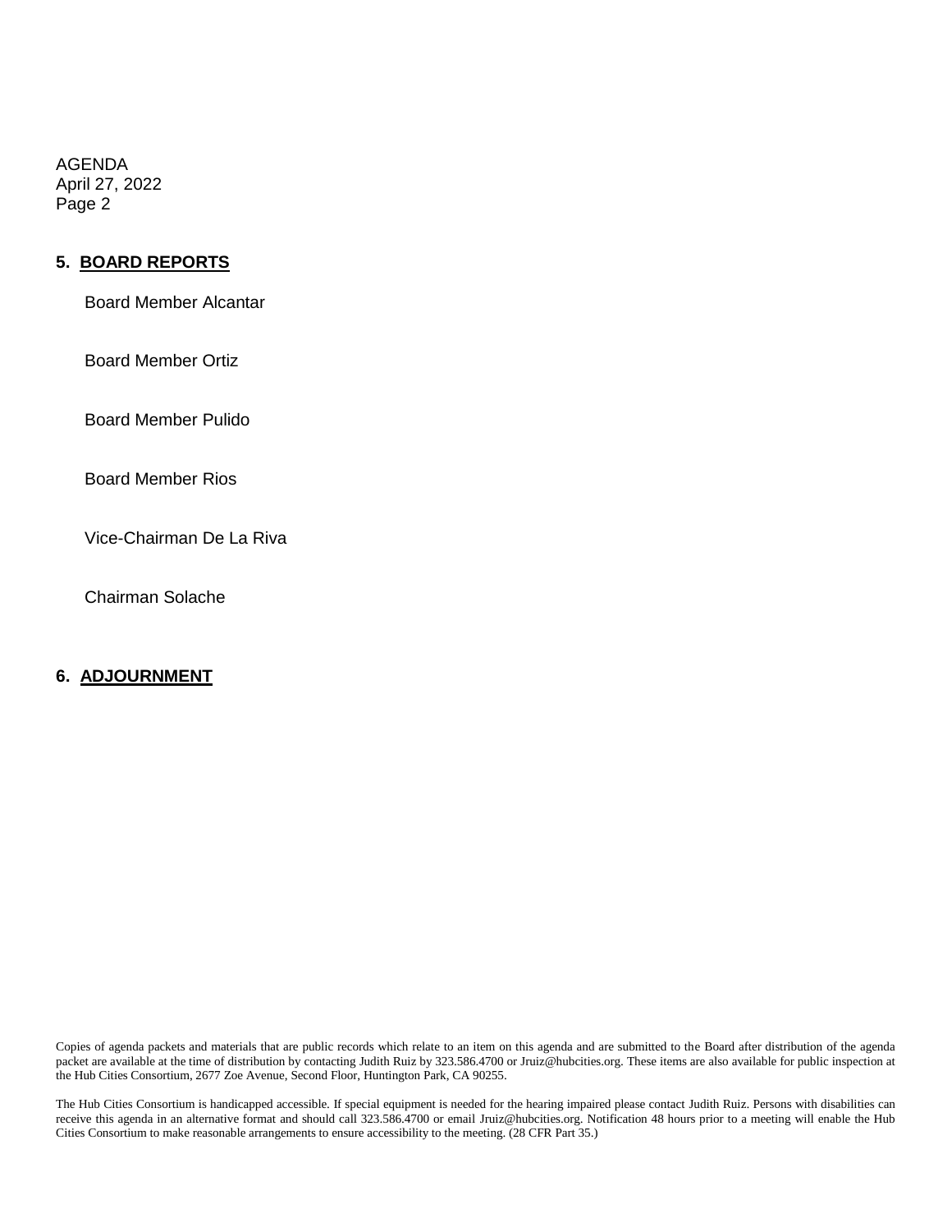## 5. BOARD REPORTS

Board Member Alcantar

Board Member Ortiz

Board Member Pulido

Board Member Rios

Vice-Chairman De La Riva

Chairman Solache

## 6. ADJOURNMENT

Copies of agenda packets and materials that are public records which relate to an item on this agenda and are submitted to the Board after distribution of the agenda packet are available at the time of distribution by contacting Judith Ruiz by 323.586.4700 or Jruiz@hubcities.org. These items are also available for public inspection at the Hub Cities Consortium, 2677 Zoe Avenue, Second Floor, Huntington Park, CA 90255.

The Hub Cities Consortium is handicapped accessible. If special equipment is needed for the hearing impaired please contact Judith Ruiz. Persons with disabilities can receive this agenda in an alternative format and should call 323.586.4700 or email Jruiz@hubcities.org. Notification 48 hours prior to a meeting will enable the Hub Cities Consortium to make reasonable arrangements to ensure accessibility to the meeting. (28 CFR Part 35.)